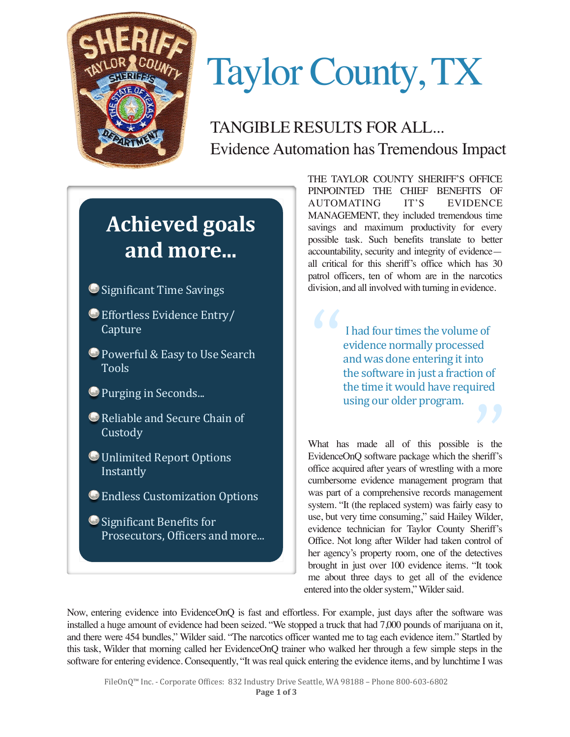# Taylor County, TX

## TANGIBLE RESULTS FOR ALL…
Evidence Automation has Tremendous Impact

## Achieved goals and more…

- Significant Time Savings
- Effortless Evidence Entry/ Capture
- Powerful & Easy to Use Search Tools
- Purging in Seconds…
- Reliable and Secure Chain of Custody
- Unlimited Report Options Instantly
- Endless Customization Options
- Significant Benefits for Prosecutors, Officers and more…

THE TAYLOR COUNTY SHERIFF'S OFFICE PINPOINTED THE CHIEF BENEFITS OF AUTOMATING IT'S EVIDENCE MANAGEMENT, they included tremendous time savings and maximum productivity for every possible task. Such benefits translate to better accountability, security and integrity of evidence—all critical for this sheriff's office which has 30 patrol officers, ten of whom are in the narcotics division, and all involved with turning in evidence.

> "I had four times the volume of evidence normally processed and was done entering it into the software in just a fraction of the time it would have required using our older program."

What has made all of this possible is the EvidenceOnQ software package which the sheriff's office acquired after years of wrestling with a more cumbersome evidence management program that was part of a comprehensive records management system. "It (the replaced system) was fairly easy to use, but very time consuming," said Hailey Wilder, evidence technician for Taylor County Sheriff's Office. Not long after Wilder had taken control of her agency's property room, one of the detectives brought in just over 100 evidence items. "It took me about three days to get all of the evidence entered into the older system," Wilder said.

Now, entering evidence into EvidenceOnQ is fast and effortless. For example, just days after the software was installed a huge amount of evidence had been seized. "We stopped a truck that had 7,000 pounds of marijuana on it, and there were 454 bundles," Wilder said. "The narcotics officer wanted me to tag each evidence item." Startled by this task, Wilder that morning called her EvidenceOnQ trainer who walked her through a few simple steps in the software for entering evidence. Consequently, "It was real quick entering the evidence items, and by lunchtime I was

FileOnQ™ Inc. - Corporate Offices: 832 Industry Drive Seattle, WA 98188 – Phone 800-603-6802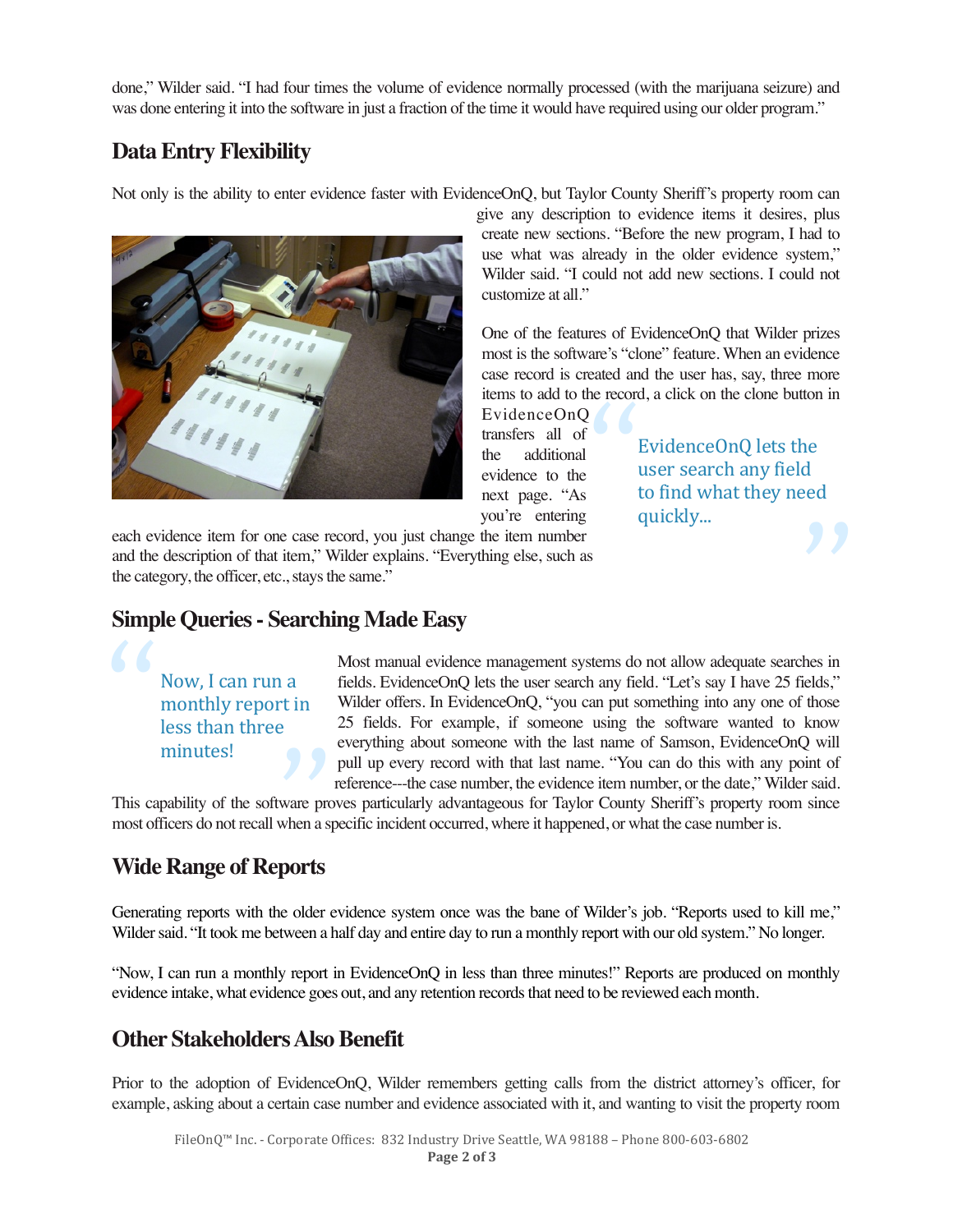done," Wilder said. "I had four times the volume of evidence normally processed (with the marijuana seizure) and was done entering it into the software in just a fraction of the time it would have required using our older program."

## Data Entry Flexibility

Not only is the ability to enter evidence faster with EvidenceOnQ, but Taylor County Sheriff's property room can give any description to evidence items it desires, plus create new sections. "Before the new program, I had to use what was already in the older evidence system," Wilder said. "I could not add new sections. I could not customize at all."

One of the features of EvidenceOnQ that Wilder prizes most is the software's "clone" feature. When an evidence case record is created and the user has, say, three more items to add to the record, a click on the clone button in EvidenceOnQ transfers all of the additional evidence to the next page. "As you're entering each evidence item for one case record, you just change the item number and the description of that item," Wilder explains. "Everything else, such as the category, the officer, etc., stays the same."

> EvidenceOnQ lets the user search any field to find what they need quickly...

## Simple Queries - Searching Made Easy

> Now, I can run a monthly report in less than three minutes!

Most manual evidence management systems do not allow adequate searches in fields. EvidenceOnQ lets the user search any field. "Let's say I have 25 fields," Wilder offers. In EvidenceOnQ, "you can put something into any one of those 25 fields. For example, if someone using the software wanted to know everything about someone with the last name of Samson, EvidenceOnQ will pull up every record with that last name. "You can do this with any point of reference---the case number, the evidence item number, or the date," Wilder said. This capability of the software proves particularly advantageous for Taylor County Sheriff's property room since most officers do not recall when a specific incident occurred, where it happened, or what the case number is.

## Wide Range of Reports

Generating reports with the older evidence system once was the bane of Wilder's job. "Reports used to kill me," Wilder said. "It took me between a half day and entire day to run a monthly report with our old system." No longer.

"Now, I can run a monthly report in EvidenceOnQ in less than three minutes!" Reports are produced on monthly evidence intake, what evidence goes out, and any retention records that need to be reviewed each month.

## Other Stakeholders Also Benefit

Prior to the adoption of EvidenceOnQ, Wilder remembers getting calls from the district attorney's officer, for example, asking about a certain case number and evidence associated with it, and wanting to visit the property room

FileOnQ™ Inc. - Corporate Offices: 832 Industry Drive Seattle, WA 98188 – Phone 800-603-6802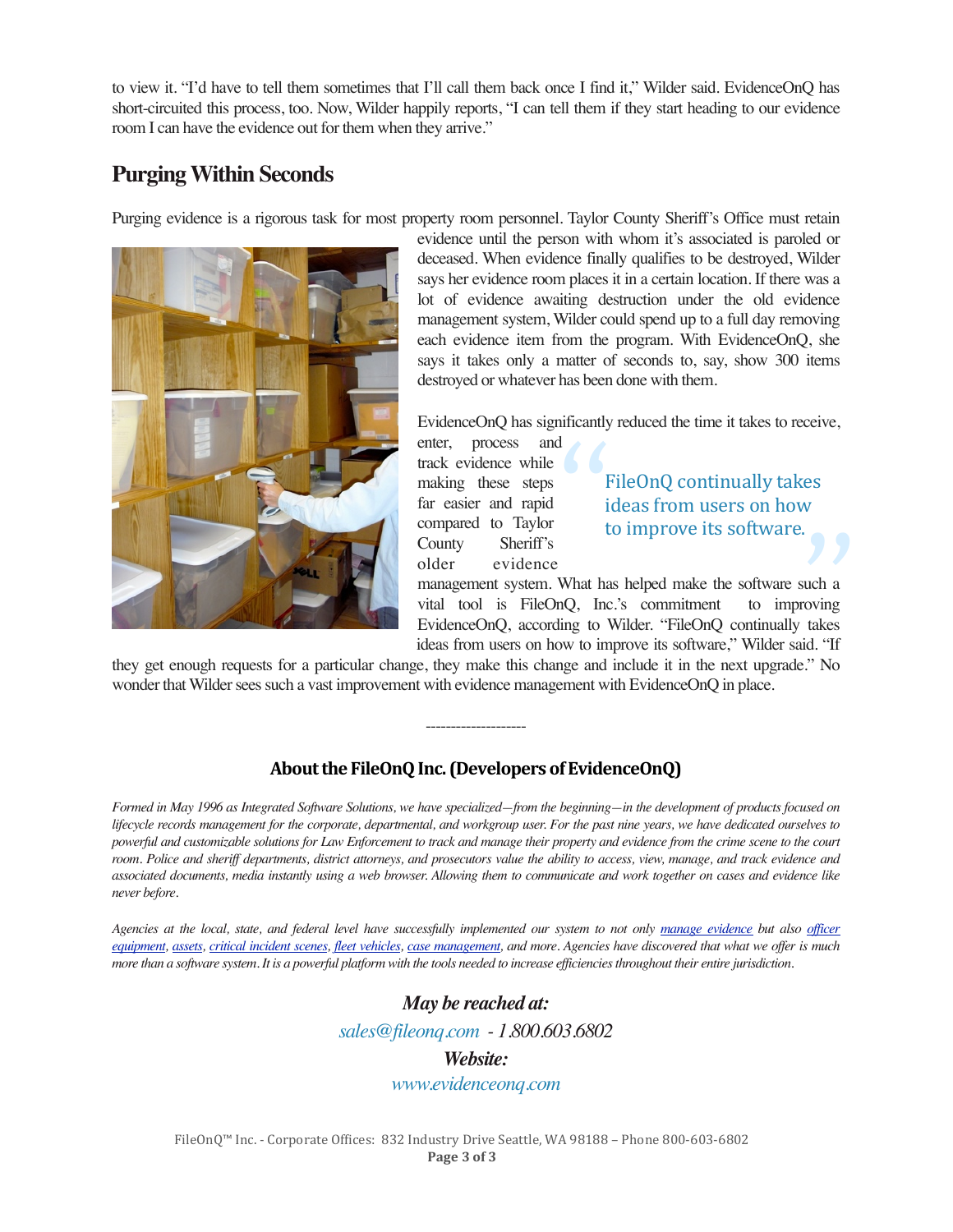to view it. "I'd have to tell them sometimes that I'll call them back once I find it," Wilder said. EvidenceOnQ has short-circuited this process, too. Now, Wilder happily reports, "I can tell them if they start heading to our evidence room I can have the evidence out for them when they arrive."

## Purging Within Seconds

Purging evidence is a rigorous task for most property room personnel. Taylor County Sheriff's Office must retain evidence until the person with whom it's associated is paroled or deceased. When evidence finally qualifies to be destroyed, Wilder says her evidence room places it in a certain location. If there was a lot of evidence awaiting destruction under the old evidence management system, Wilder could spend up to a full day removing each evidence item from the program. With EvidenceOnQ, she says it takes only a matter of seconds to, say, show 300 items destroyed or whatever has been done with them.

EvidenceOnQ has significantly reduced the time it takes to receive, enter, process and track evidence while making these steps far easier and rapid compared to Taylor County Sheriff's older evidence management system. What has helped make the software such a vital tool is FileOnQ, Inc.'s commitment to improving EvidenceOnQ, according to Wilder. "FileOnQ continually takes ideas from users on how to improve its software," Wilder said. "If they get enough requests for a particular change, they make this change and include it in the next upgrade." No wonder that Wilder sees such a vast improvement with evidence management with EvidenceOnQ in place.

> "FileOnQ continually takes ideas from users on how to improve its software."

--------------------

### About the FileOnQ Inc. (Developers of EvidenceOnQ)

*Formed in May 1996 as Integrated Software Solutions, we have specialized—from the beginning—in the development of products focused on lifecycle records management for the corporate, departmental, and workgroup user. For the past nine years, we have dedicated ourselves to powerful and customizable solutions for Law Enforcement to track and manage their property and evidence from the crime scene to the court room. Police and sheriff departments, district attorneys, and prosecutors value the ability to access, view, manage, and track evidence and associated documents, media instantly using a web browser. Allowing them to communicate and work together on cases and evidence like never before.*

*Agencies at the local, state, and federal level have successfully implemented our system to not only manage evidence but also officer equipment, assets, critical incident scenes, fleet vehicles, case management, and more. Agencies have discovered that what we offer is much more than a software system. It is a powerful platform with the tools needed to increase efficiencies throughout their entire jurisdiction.*

***May be reached at:***

*sales@fileonq.com - 1.800.603.6802*

***Website:***

*www.evidenceonq.com*

FileOnQ™ Inc. - Corporate Offices: 832 Industry Drive Seattle, WA 98188 – Phone 800-603-6802